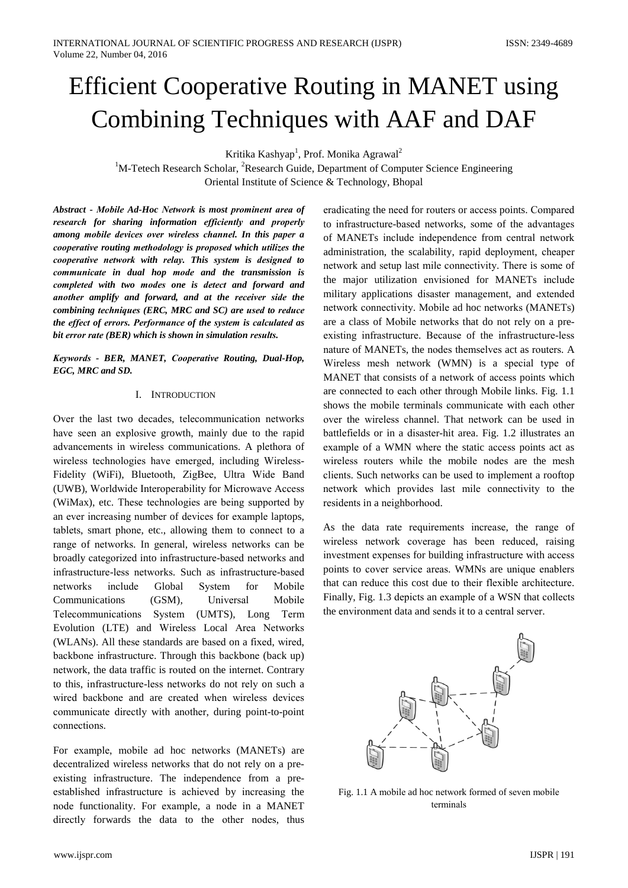# Efficient Cooperative Routing in MANET using Combining Techniques with AAF and DAF

Kritika Kashyap[1], Prof. Monika Agrawal[2]

[1]M-Tetech Research Scholar, [2]Research Guide, Department of Computer Science Engineering
Oriental Institute of Science & Technology, Bhopal

***Abstract - Mobile Ad-Hoc Network is most prominent area of research for sharing information efficiently and properly among mobile devices over wireless channel. In this paper a cooperative routing methodology is proposed which utilizes the cooperative network with relay. This system is designed to communicate in dual hop mode and the transmission is completed with two modes one is detect and forward and another amplify and forward, and at the receiver side the combining techniques (ERC, MRC and SC) are used to reduce the effect of errors. Performance of the system is calculated as bit error rate (BER) which is shown in simulation results.***

***Keywords - BER, MANET, Cooperative Routing, Dual-Hop, EGC, MRC and SD.***

## I. INTRODUCTION

Over the last two decades, telecommunication networks have seen an explosive growth, mainly due to the rapid advancements in wireless communications. A plethora of wireless technologies have emerged, including Wireless-Fidelity (WiFi), Bluetooth, ZigBee, Ultra Wide Band (UWB), Worldwide Interoperability for Microwave Access (WiMax), etc. These technologies are being supported by an ever increasing number of devices for example laptops, tablets, smart phone, etc., allowing them to connect to a range of networks. In general, wireless networks can be broadly categorized into infrastructure-based networks and infrastructure-less networks. Such as infrastructure-based networks include Global System for Mobile Communications (GSM), Universal Mobile Telecommunications System (UMTS), Long Term Evolution (LTE) and Wireless Local Area Networks (WLANs). All these standards are based on a fixed, wired, backbone infrastructure. Through this backbone (back up) network, the data traffic is routed on the internet. Contrary to this, infrastructure-less networks do not rely on such a wired backbone and are created when wireless devices communicate directly with another, during point-to-point connections.

For example, mobile ad hoc networks (MANETs) are decentralized wireless networks that do not rely on a pre-existing infrastructure. The independence from a pre-established infrastructure is achieved by increasing the node functionality. For example, a node in a MANET directly forwards the data to the other nodes, thus eradicating the need for routers or access points. Compared to infrastructure-based networks, some of the advantages of MANETs include independence from central network administration, the scalability, rapid deployment, cheaper network and setup last mile connectivity. There is some of the major utilization envisioned for MANETs include military applications disaster management, and extended network connectivity. Mobile ad hoc networks (MANETs) are a class of Mobile networks that do not rely on a pre-existing infrastructure. Because of the infrastructure-less nature of MANETs, the nodes themselves act as routers. A Wireless mesh network (WMN) is a special type of MANET that consists of a network of access points which are connected to each other through Mobile links. Fig. 1.1 shows the mobile terminals communicate with each other over the wireless channel. That network can be used in battlefields or in a disaster-hit area. Fig. 1.2 illustrates an example of a WMN where the static access points act as wireless routers while the mobile nodes are the mesh clients. Such networks can be used to implement a rooftop network which provides last mile connectivity to the residents in a neighborhood.

As the data rate requirements increase, the range of wireless network coverage has been reduced, raising investment expenses for building infrastructure with access points to cover service areas. WMNs are unique enablers that can reduce this cost due to their flexible architecture. Finally, Fig. 1.3 depicts an example of a WSN that collects the environment data and sends it to a central server.

Fig. 1.1 A mobile ad hoc network formed of seven mobile terminals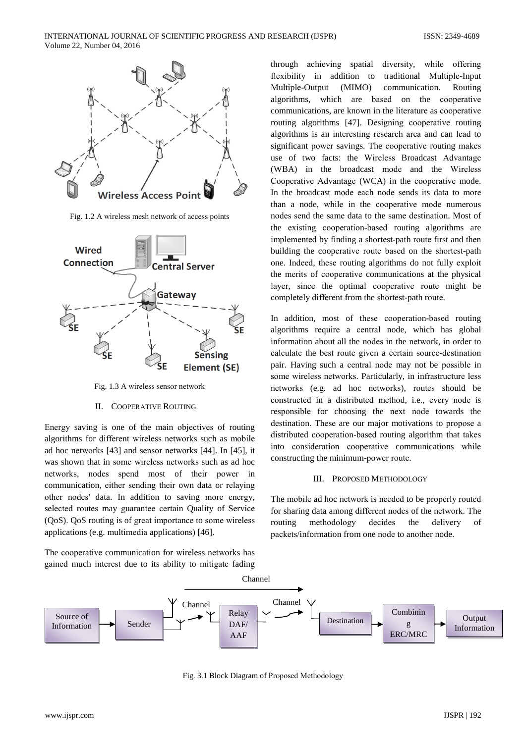Fig. 1.2 A wireless mesh network of access points

Fig. 1.3 A wireless sensor network

## II. Cooperative Routing

Energy saving is one of the main objectives of routing algorithms for different wireless networks such as mobile ad hoc networks [43] and sensor networks [44]. In [45], it was shown that in some wireless networks such as ad hoc networks, nodes spend most of their power in communication, either sending their own data or relaying other nodes' data. In addition to saving more energy, selected routes may guarantee certain Quality of Service (QoS). QoS routing is of great importance to some wireless applications (e.g. multimedia applications) [46].

The cooperative communication for wireless networks has gained much interest due to its ability to mitigate fading through achieving spatial diversity, while offering flexibility in addition to traditional Multiple-Input Multiple-Output (MIMO) communication. Routing algorithms, which are based on the cooperative communications, are known in the literature as cooperative routing algorithms [47]. Designing cooperative routing algorithms is an interesting research area and can lead to significant power savings. The cooperative routing makes use of two facts: the Wireless Broadcast Advantage (WBA) in the broadcast mode and the Wireless Cooperative Advantage (WCA) in the cooperative mode. In the broadcast mode each node sends its data to more than a node, while in the cooperative mode numerous nodes send the same data to the same destination. Most of the existing cooperation-based routing algorithms are implemented by finding a shortest-path route first and then building the cooperative route based on the shortest-path one. Indeed, these routing algorithms do not fully exploit the merits of cooperative communications at the physical layer, since the optimal cooperative route might be completely different from the shortest-path route.

In addition, most of these cooperation-based routing algorithms require a central node, which has global information about all the nodes in the network, in order to calculate the best route given a certain source-destination pair. Having such a central node may not be possible in some wireless networks. Particularly, in infrastructure less networks (e.g. ad hoc networks), routes should be constructed in a distributed method, i.e., every node is responsible for choosing the next node towards the destination. These are our major motivations to propose a distributed cooperation-based routing algorithm that takes into consideration cooperative communications while constructing the minimum-power route.

## III. Proposed Methodology

The mobile ad hoc network is needed to be properly routed for sharing data among different nodes of the network. The routing methodology decides the delivery of packets/information from one node to another node.

Fig. 3.1 Block Diagram of Proposed Methodology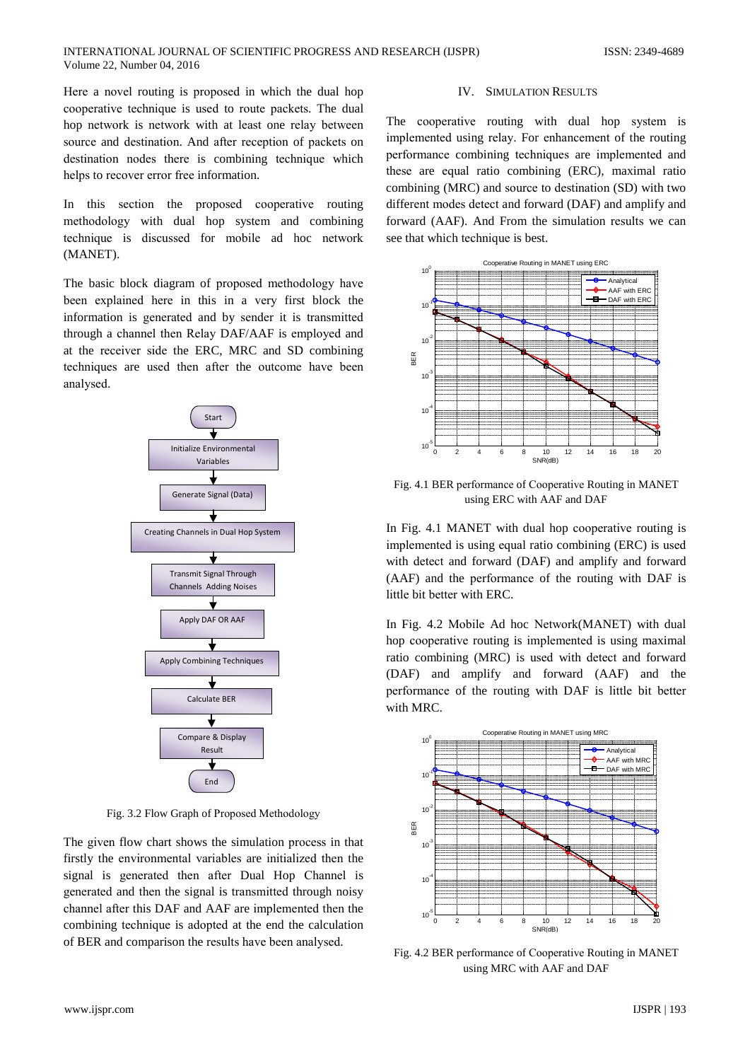Here a novel routing is proposed in which the dual hop cooperative technique is used to route packets. The dual hop network is network with at least one relay between source and destination. And after reception of packets on destination nodes there is combining technique which helps to recover error free information.

In this section the proposed cooperative routing methodology with dual hop system and combining technique is discussed for mobile ad hoc network (MANET).

The basic block diagram of proposed methodology have been explained here in this in a very first block the information is generated and by sender it is transmitted through a channel then Relay DAF/AAF is employed and at the receiver side the ERC, MRC and SD combining techniques are used then after the outcome have been analysed.

Fig. 3.2 Flow Graph of Proposed Methodology

The given flow chart shows the simulation process in that firstly the environmental variables are initialized then the signal is generated then after Dual Hop Channel is generated and then the signal is transmitted through noisy channel after this DAF and AAF are implemented then the combining technique is adopted at the end the calculation of BER and comparison the results have been analysed.

## IV. Simulation Results

The cooperative routing with dual hop system is implemented using relay. For enhancement of the routing performance combining techniques are implemented and these are equal ratio combining (ERC), maximal ratio combining (MRC) and source to destination (SD) with two different modes detect and forward (DAF) and amplify and forward (AAF). And From the simulation results we can see that which technique is best.

Fig. 4.1 BER performance of Cooperative Routing in MANET using ERC with AAF and DAF

In Fig. 4.1 MANET with dual hop cooperative routing is implemented is using equal ratio combining (ERC) is used with detect and forward (DAF) and amplify and forward (AAF) and the performance of the routing with DAF is little bit better with ERC.

In Fig. 4.2 Mobile Ad hoc Network(MANET) with dual hop cooperative routing is implemented is using maximal ratio combining (MRC) is used with detect and forward (DAF) and amplify and forward (AAF) and the performance of the routing with DAF is little bit better with MRC.

Fig. 4.2 BER performance of Cooperative Routing in MANET using MRC with AAF and DAF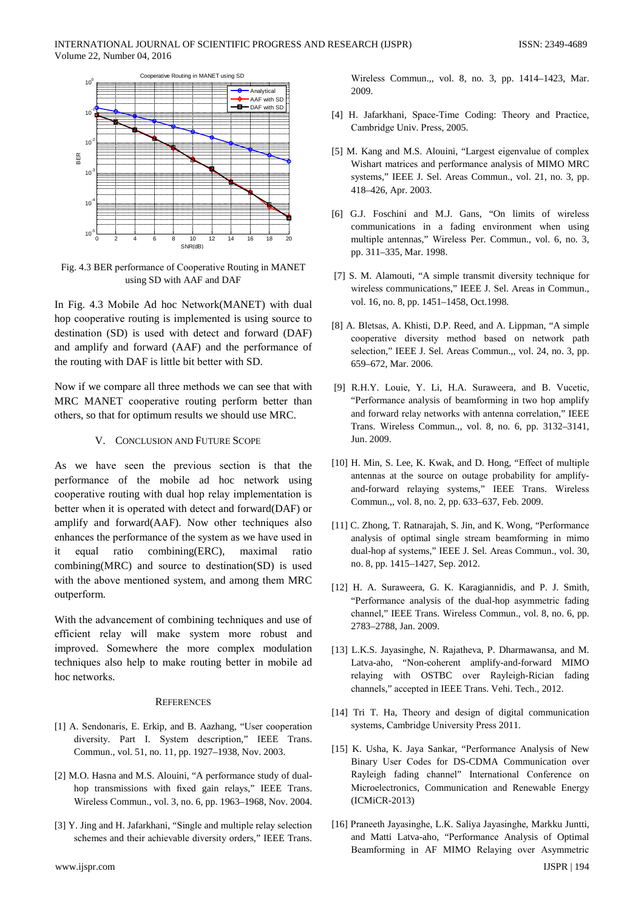Fig. 4.3 BER performance of Cooperative Routing in MANET using SD with AAF and DAF

In Fig. 4.3 Mobile Ad hoc Network(MANET) with dual hop cooperative routing is implemented is using source to destination (SD) is used with detect and forward (DAF) and amplify and forward (AAF) and the performance of the routing with DAF is little bit better with SD.

Now if we compare all three methods we can see that with MRC MANET cooperative routing perform better than others, so that for optimum results we should use MRC.

## V. CONCLUSION AND FUTURE SCOPE

As we have seen the previous section is that the performance of the mobile ad hoc network using cooperative routing with dual hop relay implementation is better when it is operated with detect and forward(DAF) or amplify and forward(AAF). Now other techniques also enhances the performance of the system as we have used in it equal ratio combining(ERC), maximal ratio combining(MRC) and source to destination(SD) is used with the above mentioned system, and among them MRC outperform.

With the advancement of combining techniques and use of efficient relay will make system more robust and improved. Somewhere the more complex modulation techniques also help to make routing better in mobile ad hoc networks.

## REFERENCES

[1] A. Sendonaris, E. Erkip, and B. Aazhang, "User cooperation diversity. Part I. System description," IEEE Trans. Commun., vol. 51, no. 11, pp. 1927–1938, Nov. 2003.

[2] M.O. Hasna and M.S. Alouini, "A performance study of dual-hop transmissions with fixed gain relays," IEEE Trans. Wireless Commun., vol. 3, no. 6, pp. 1963–1968, Nov. 2004.

[3] Y. Jing and H. Jafarkhani, "Single and multiple relay selection schemes and their achievable diversity orders," IEEE Trans. Wireless Commun.,, vol. 8, no. 3, pp. 1414–1423, Mar. 2009.

[4] H. Jafarkhani, Space-Time Coding: Theory and Practice, Cambridge Univ. Press, 2005.

[5] M. Kang and M.S. Alouini, "Largest eigenvalue of complex Wishart matrices and performance analysis of MIMO MRC systems," IEEE J. Sel. Areas Commun., vol. 21, no. 3, pp. 418–426, Apr. 2003.

[6] G.J. Foschini and M.J. Gans, "On limits of wireless communications in a fading environment when using multiple antennas," Wireless Per. Commun., vol. 6, no. 3, pp. 311–335, Mar. 1998.

[7] S. M. Alamouti, "A simple transmit diversity technique for wireless communications," IEEE J. Sel. Areas in Commun., vol. 16, no. 8, pp. 1451–1458, Oct.1998.

[8] A. Bletsas, A. Khisti, D.P. Reed, and A. Lippman, "A simple cooperative diversity method based on network path selection," IEEE J. Sel. Areas Commun.,, vol. 24, no. 3, pp. 659–672, Mar. 2006.

[9] R.H.Y. Louie, Y. Li, H.A. Suraweera, and B. Vucetic, "Performance analysis of beamforming in two hop amplify and forward relay networks with antenna correlation," IEEE Trans. Wireless Commun.,, vol. 8, no. 6, pp. 3132–3141, Jun. 2009.

[10] H. Min, S. Lee, K. Kwak, and D. Hong, "Effect of multiple antennas at the source on outage probability for amplify-and-forward relaying systems," IEEE Trans. Wireless Commun.,, vol. 8, no. 2, pp. 633–637, Feb. 2009.

[11] C. Zhong, T. Ratnarajah, S. Jin, and K. Wong, "Performance analysis of optimal single stream beamforming in mimo dual-hop af systems," IEEE J. Sel. Areas Commun., vol. 30, no. 8, pp. 1415–1427, Sep. 2012.

[12] H. A. Suraweera, G. K. Karagiannidis, and P. J. Smith, "Performance analysis of the dual-hop asymmetric fading channel," IEEE Trans. Wireless Commun., vol. 8, no. 6, pp. 2783–2788, Jan. 2009.

[13] L.K.S. Jayasinghe, N. Rajatheva, P. Dharmawansa, and M. Latva-aho, "Non-coherent amplify-and-forward MIMO relaying with OSTBC over Rayleigh-Rician fading channels," accepted in IEEE Trans. Vehi. Tech., 2012.

[14] Tri T. Ha, Theory and design of digital communication systems, Cambridge University Press 2011.

[15] K. Usha, K. Jaya Sankar, "Performance Analysis of New Binary User Codes for DS-CDMA Communication over Rayleigh fading channel" International Conference on Microelectronics, Communication and Renewable Energy (ICMiCR-2013)

[16] Praneeth Jayasinghe, L.K. Saliya Jayasinghe, Markku Juntti, and Matti Latva-aho, "Performance Analysis of Optimal Beamforming in AF MIMO Relaying over Asymmetric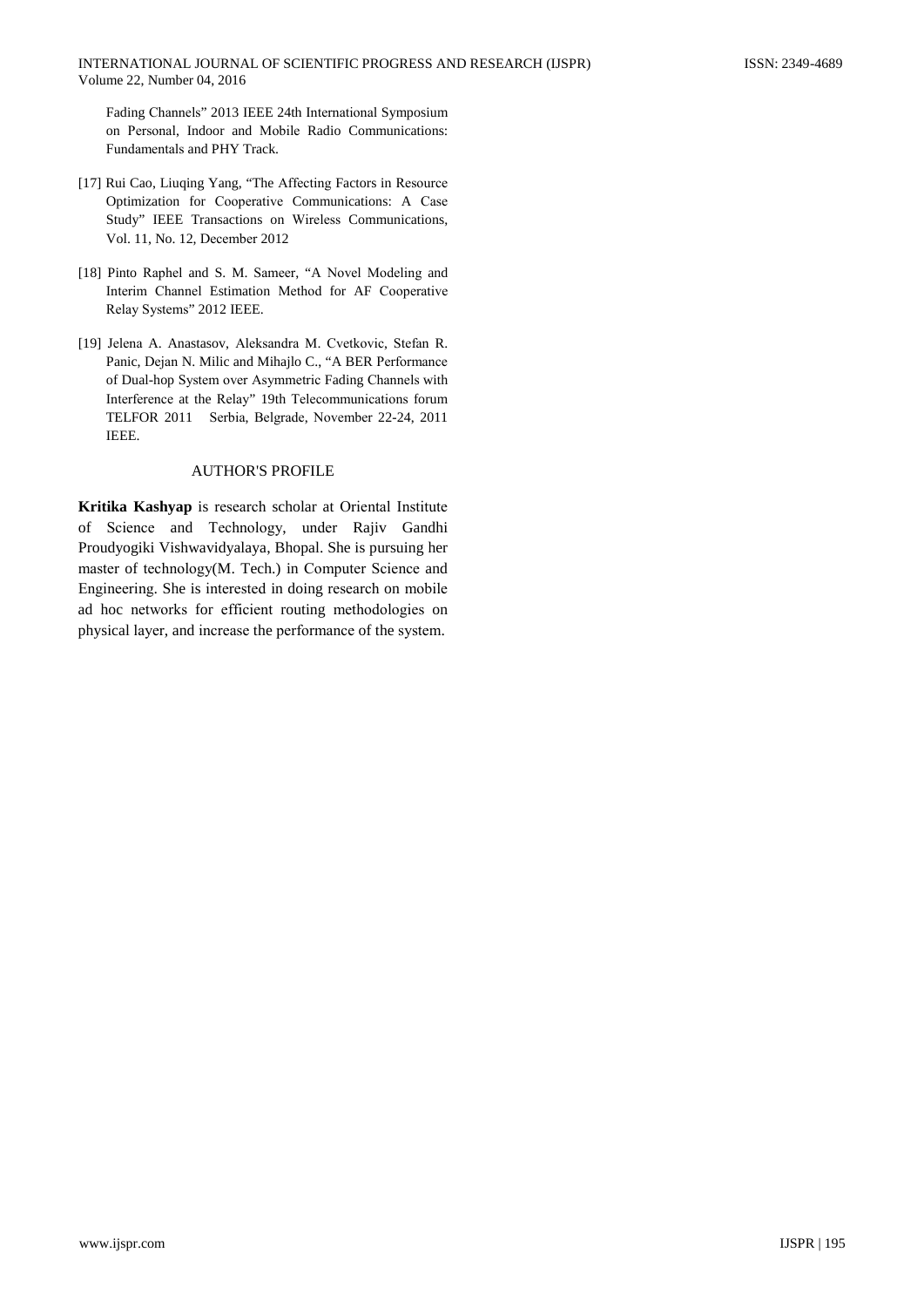Fading Channels" 2013 IEEE 24th International Symposium on Personal, Indoor and Mobile Radio Communications: Fundamentals and PHY Track.

[17] Rui Cao, Liuqing Yang, "The Affecting Factors in Resource Optimization for Cooperative Communications: A Case Study" IEEE Transactions on Wireless Communications, Vol. 11, No. 12, December 2012

[18] Pinto Raphel and S. M. Sameer, "A Novel Modeling and Interim Channel Estimation Method for AF Cooperative Relay Systems" 2012 IEEE.

[19] Jelena A. Anastasov, Aleksandra M. Cvetkovic, Stefan R. Panic, Dejan N. Milic and Mihajlo C., "A BER Performance of Dual-hop System over Asymmetric Fading Channels with Interference at the Relay" 19th Telecommunications forum TELFOR 2011 Serbia, Belgrade, November 22-24, 2011 IEEE.

## AUTHOR'S PROFILE

**Kritika Kashyap** is research scholar at Oriental Institute of Science and Technology, under Rajiv Gandhi Proudyogiki Vishwavidyalaya, Bhopal. She is pursuing her master of technology(M. Tech.) in Computer Science and Engineering. She is interested in doing research on mobile ad hoc networks for efficient routing methodologies on physical layer, and increase the performance of the system.